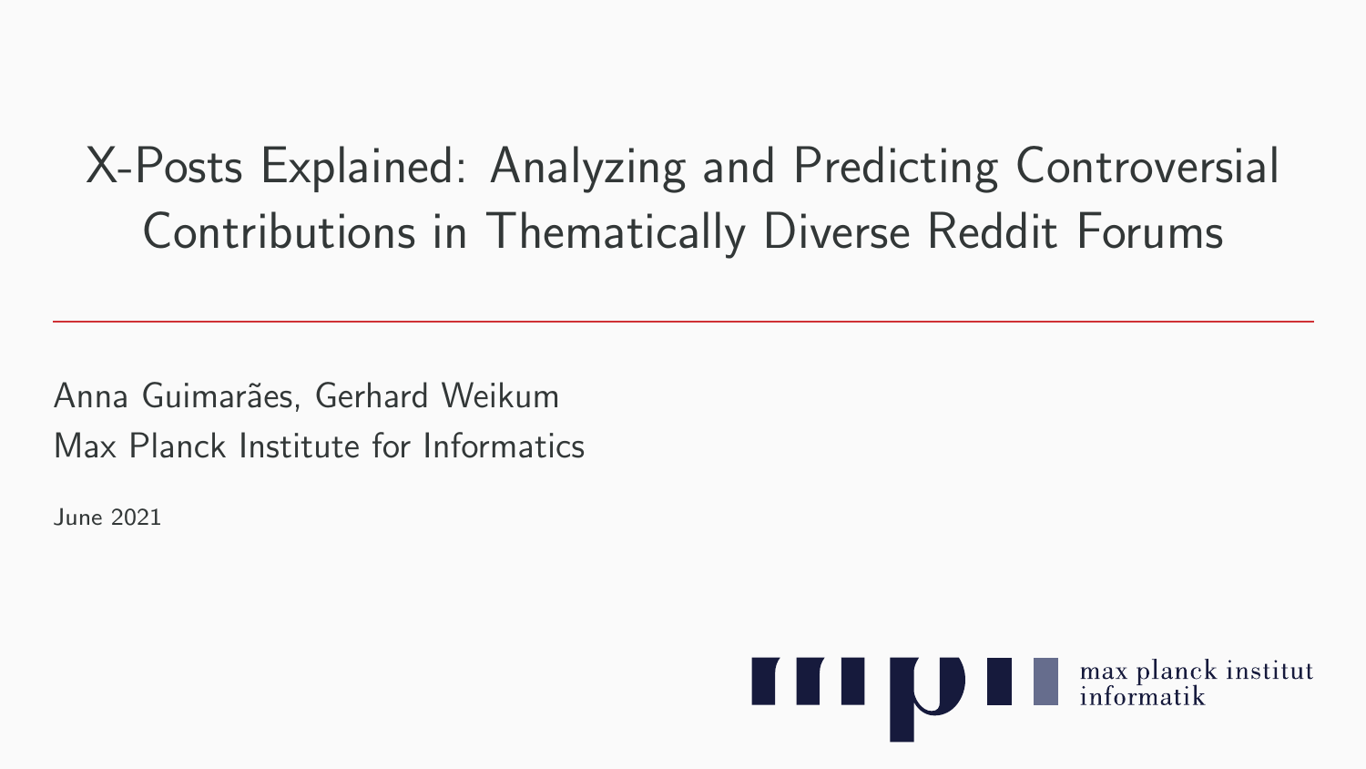# X-Posts Explained: Analyzing and Predicting Controversial Contributions in Thematically Diverse Reddit Forums

Anna Guimarães, Gerhard Weikum
Max Planck Institute for Informatics

June 2021

max planck institut informatik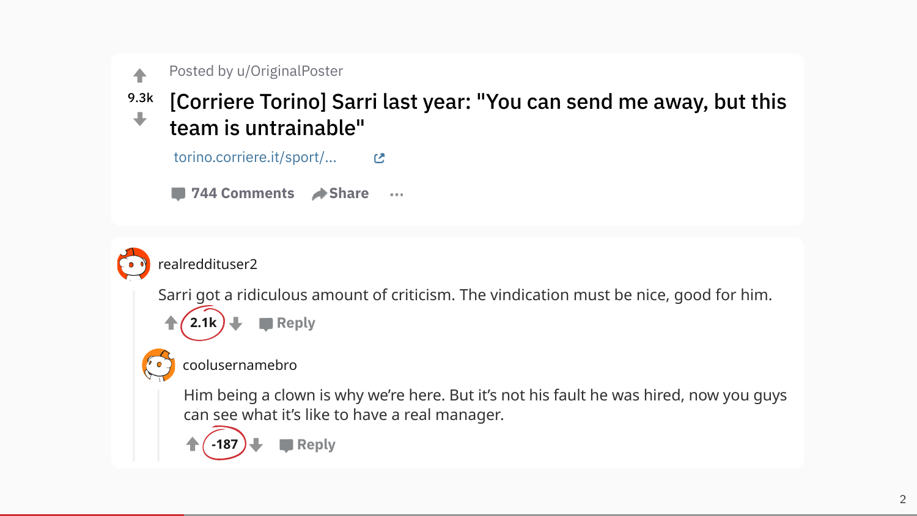Posted by u/OriginalPoster

9.3k

**[Corriere Torino] Sarri last year: "You can send me away, but this team is untrainable"**

torino.corriere.it/sport/...

744 Comments · Share · ...

---

realreddituser2

Sarri got a ridiculous amount of criticism. The vindication must be nice, good for him.

2.1k · Reply

> coolusernamebro
>
> Him being a clown is why we're here. But it's not his fault he was hired, now you guys can see what it's like to have a real manager.
>
> -187 · Reply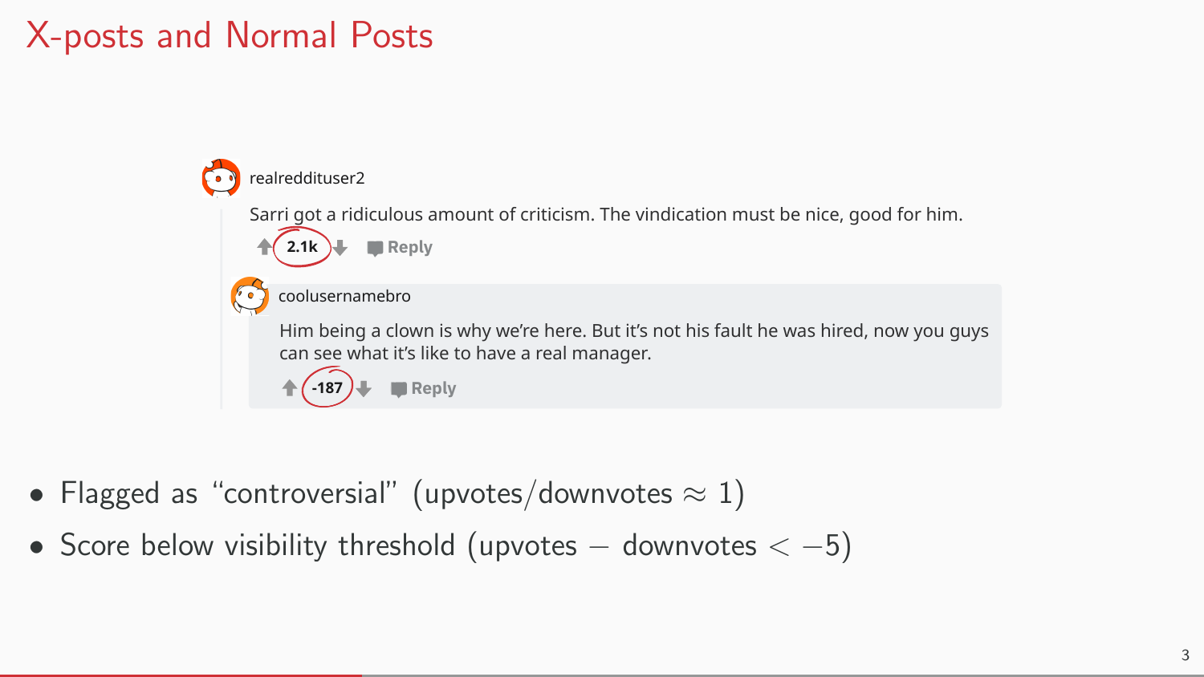# X-posts and Normal Posts

realreddituser2

Sarri got a ridiculous amount of criticism. The vindication must be nice, good for him.

2.1k Reply

coolusernamebro

Him being a clown is why we're here. But it's not his fault he was hired, now you guys can see what it's like to have a real manager.

-187 Reply

- Flagged as "controversial" (upvotes/downvotes $\approx 1$)
- Score below visibility threshold (upvotes $-$ downvotes $< -5$)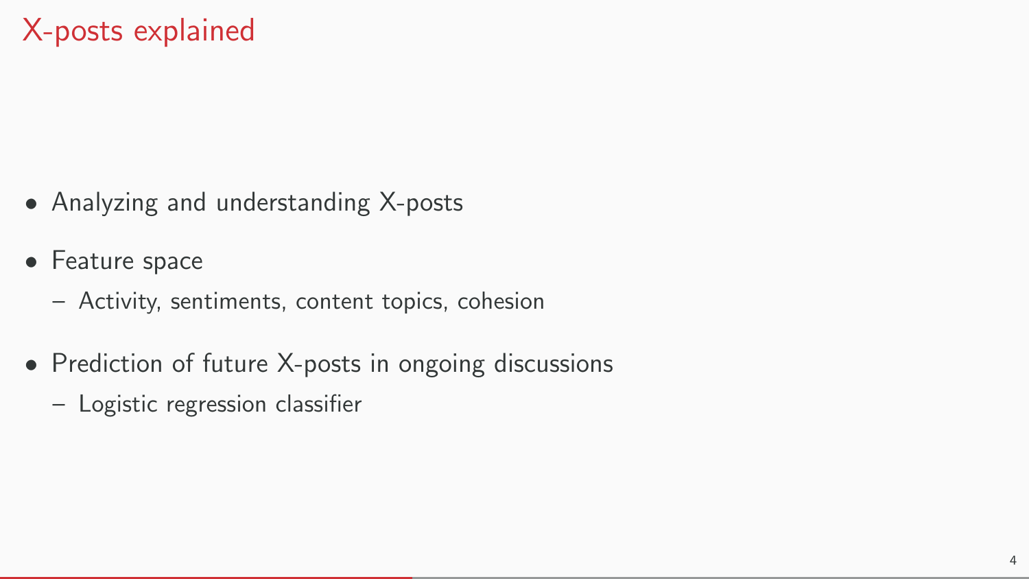# X-posts explained

- Analyzing and understanding X-posts
- Feature space
  - Activity, sentiments, content topics, cohesion
- Prediction of future X-posts in ongoing discussions
  - Logistic regression classifier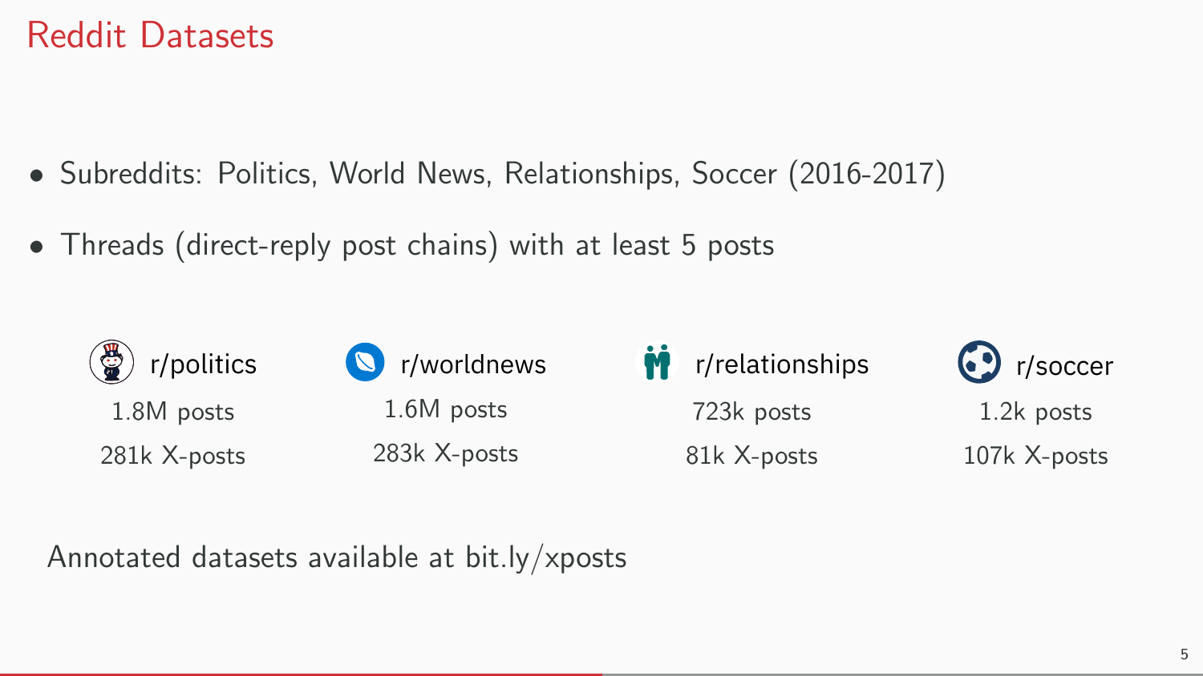# Reddit Datasets

- Subreddits: Politics, World News, Relationships, Soccer (2016-2017)
- Threads (direct-reply post chains) with at least 5 posts

| r/politics | r/worldnews | r/relationships | r/soccer |
| --- | --- | --- | --- |
| 1.8M posts | 1.6M posts | 723k posts | 1.2k posts |
| 281k X-posts | 283k X-posts | 81k X-posts | 107k X-posts |

Annotated datasets available at bit.ly/xposts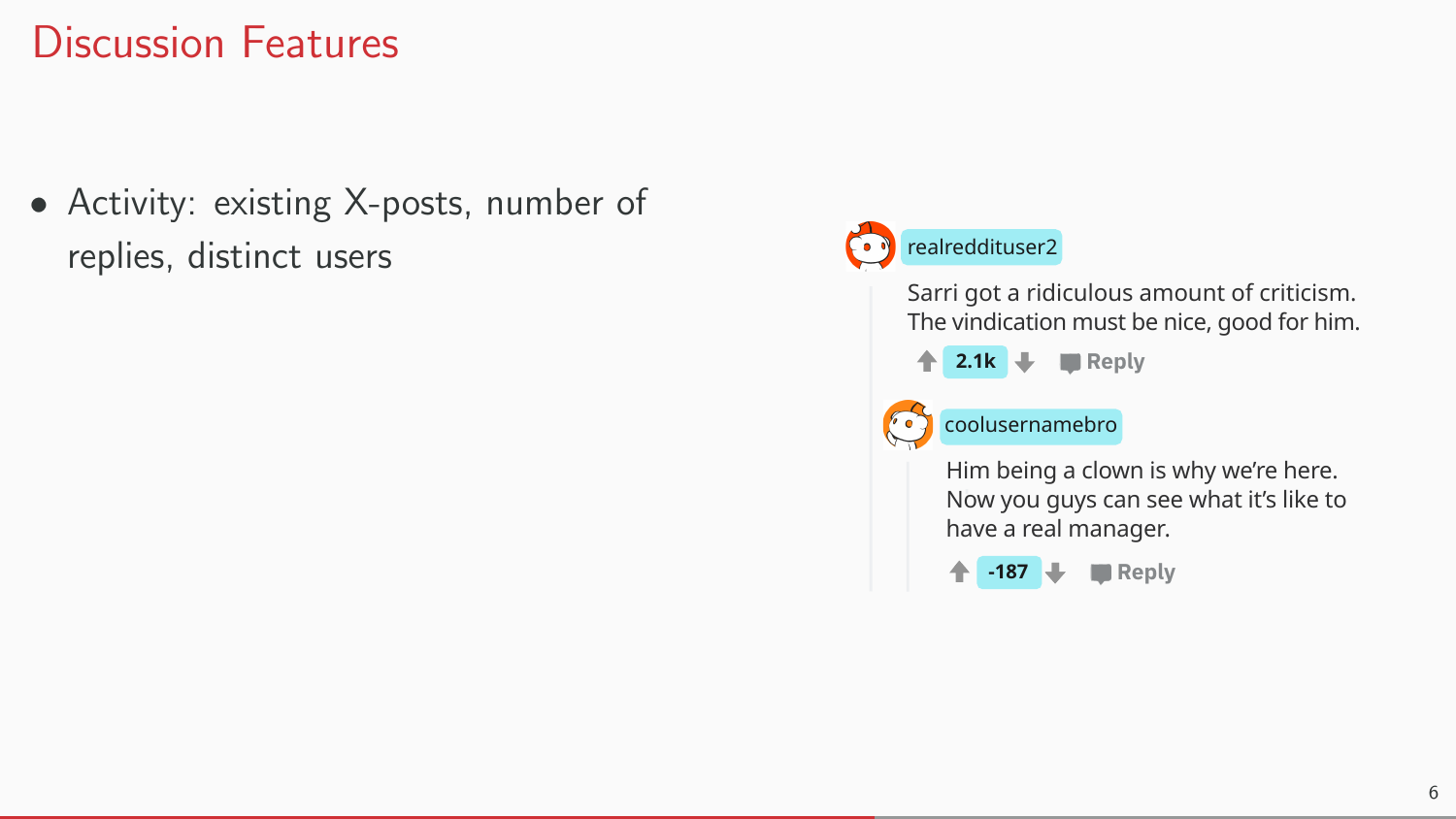# Discussion Features

- Activity: existing X-posts, number of replies, distinct users

realreddituser2

Sarri got a ridiculous amount of criticism. The vindication must be nice, good for him.

2.1k Reply

coolusernamebro

Him being a clown is why we're here. Now you guys can see what it's like to have a real manager.

-187 Reply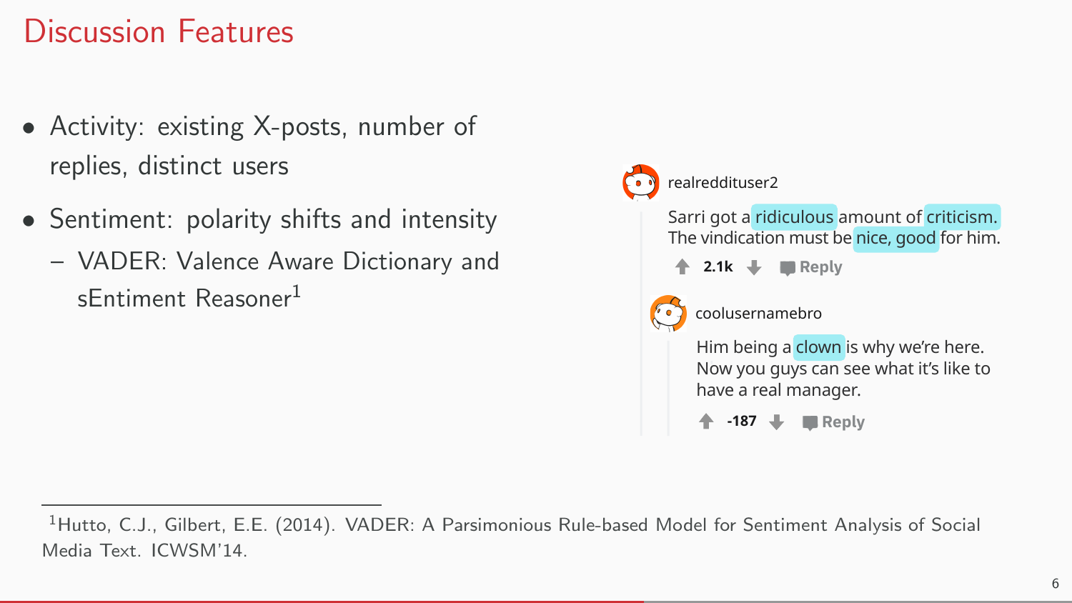# Discussion Features

- Activity: existing X-posts, number of replies, distinct users
- Sentiment: polarity shifts and intensity
  - VADER: Valence Aware Dictionary and sEntiment Reasoner[1]

realreddituser2

Sarri got a ridiculous amount of criticism. The vindication must be nice, good for him.

2.1k Reply

coolusernamebro

Him being a clown is why we're here. Now you guys can see what it's like to have a real manager.

-187 Reply

[1] Hutto, C.J., Gilbert, E.E. (2014). VADER: A Parsimonious Rule-based Model for Sentiment Analysis of Social Media Text. ICWSM'14.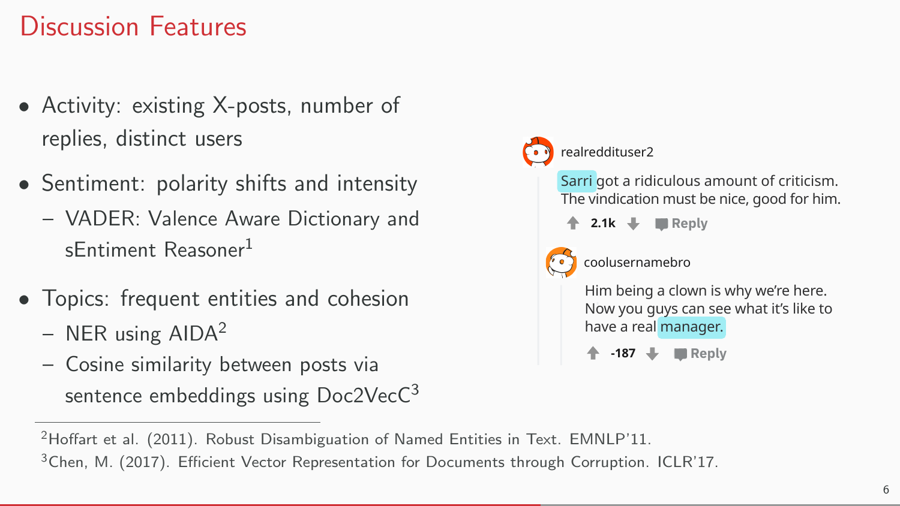# Discussion Features

- Activity: existing X-posts, number of replies, distinct users
- Sentiment: polarity shifts and intensity
  - VADER: Valence Aware Dictionary and sEntiment Reasoner[1]
- Topics: frequent entities and cohesion
  - NER using AIDA[2]
  - Cosine similarity between posts via sentence embeddings using Doc2VecC[3]

realreddituser2

Sarri got a ridiculous amount of criticism. The vindication must be nice, good for him.

2.1k Reply

coolusernamebro

Him being a clown is why we're here. Now you guys can see what it's like to have a real manager.

-187 Reply

---

[2] Hoffart et al. (2011). Robust Disambiguation of Named Entities in Text. EMNLP'11.

[3] Chen, M. (2017). Efficient Vector Representation for Documents through Corruption. ICLR'17.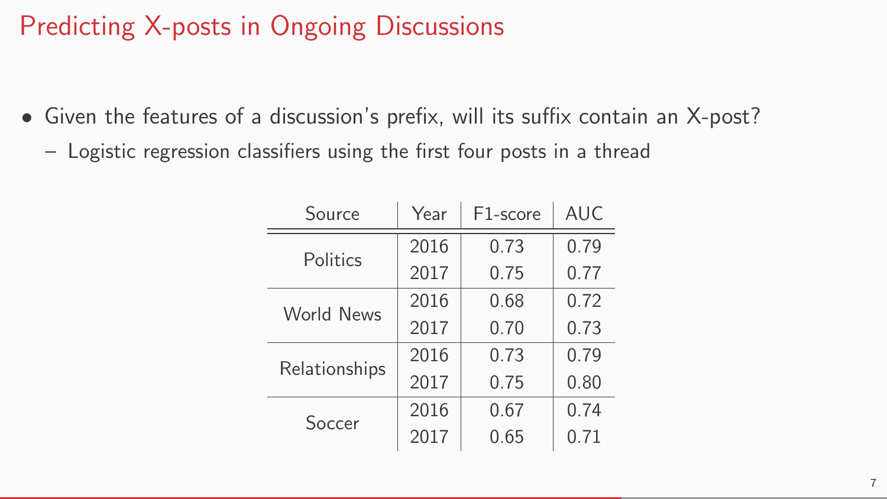# Predicting X-posts in Ongoing Discussions

- Given the features of a discussion's prefix, will its suffix contain an X-post?
  - Logistic regression classifiers using the first four posts in a thread

| Source | Year | F1-score | AUC |
|---|---|---|---|
| Politics | 2016 | 0.73 | 0.79 |
| | 2017 | 0.75 | 0.77 |
| World News | 2016 | 0.68 | 0.72 |
| | 2017 | 0.70 | 0.73 |
| Relationships | 2016 | 0.73 | 0.79 |
| | 2017 | 0.75 | 0.80 |
| Soccer | 2016 | 0.67 | 0.74 |
| | 2017 | 0.65 | 0.71 |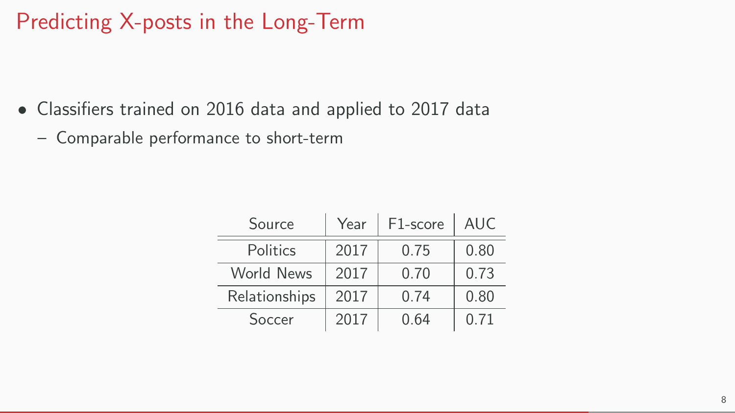# Predicting X-posts in the Long-Term

- Classifiers trained on 2016 data and applied to 2017 data
  - Comparable performance to short-term

| Source | Year | F1-score | AUC |
|---|---|---|---|
| Politics | 2017 | 0.75 | 0.80 |
| World News | 2017 | 0.70 | 0.73 |
| Relationships | 2017 | 0.74 | 0.80 |
| Soccer | 2017 | 0.64 | 0.71 |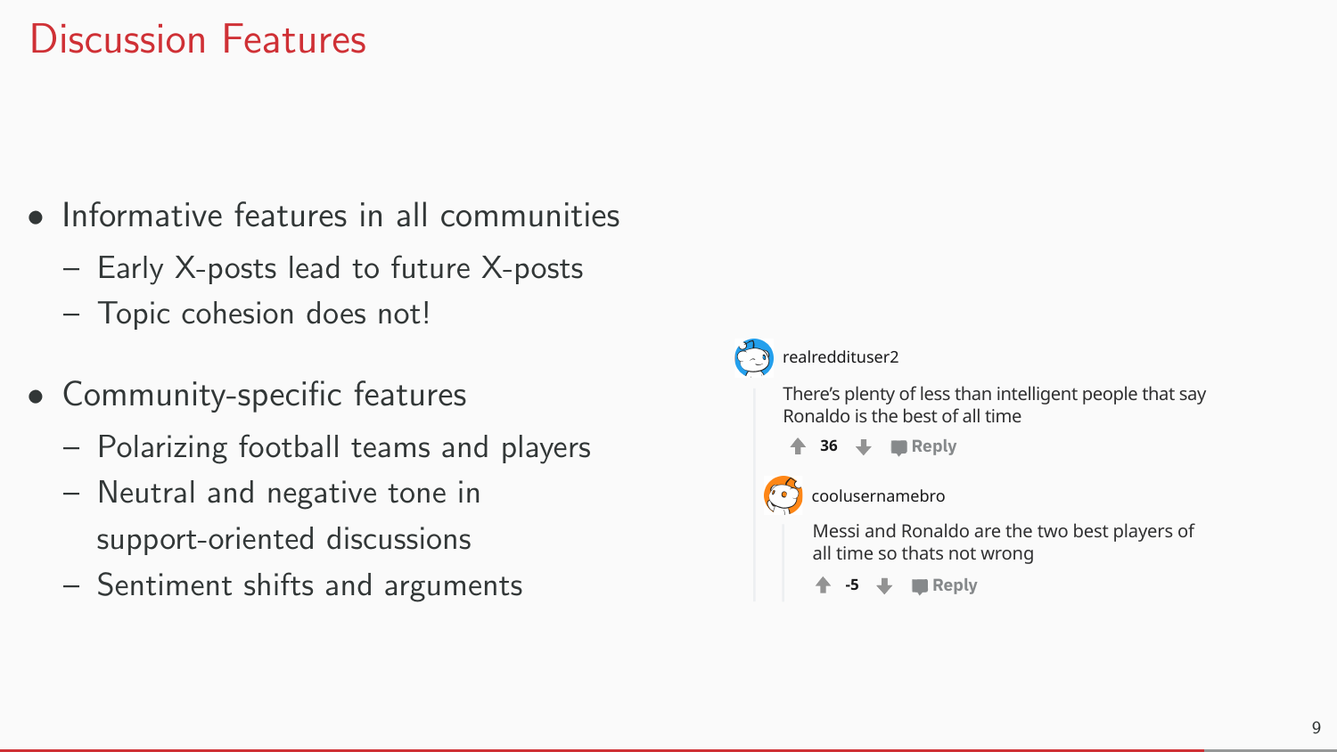# Discussion Features

- Informative features in all communities
  - Early X-posts lead to future X-posts
  - Topic cohesion does not!
- Community-specific features
  - Polarizing football teams and players
  - Neutral and negative tone in support-oriented discussions
  - Sentiment shifts and arguments

realreddituser2

There's plenty of less than intelligent people that say Ronaldo is the best of all time

36 Reply

coolusernamebro

Messi and Ronaldo are the two best players of all time so thats not wrong

-5 Reply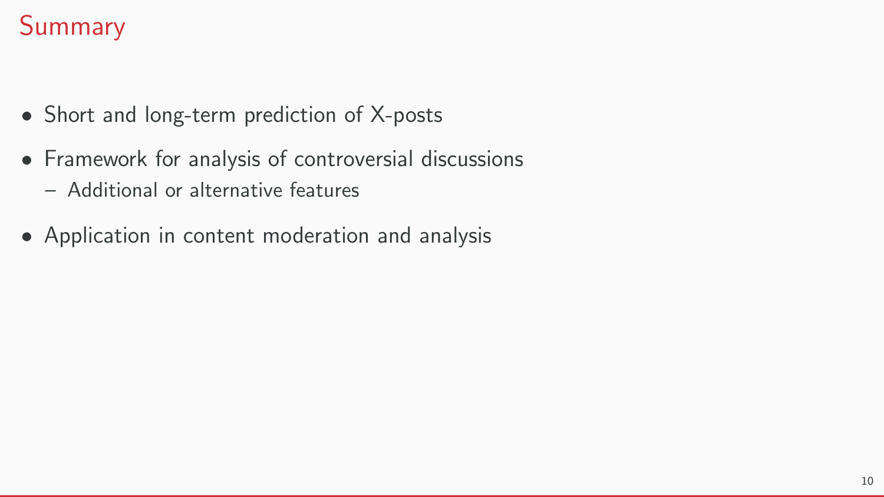# Summary

- Short and long-term prediction of X-posts
- Framework for analysis of controversial discussions
  - Additional or alternative features
- Application in content moderation and analysis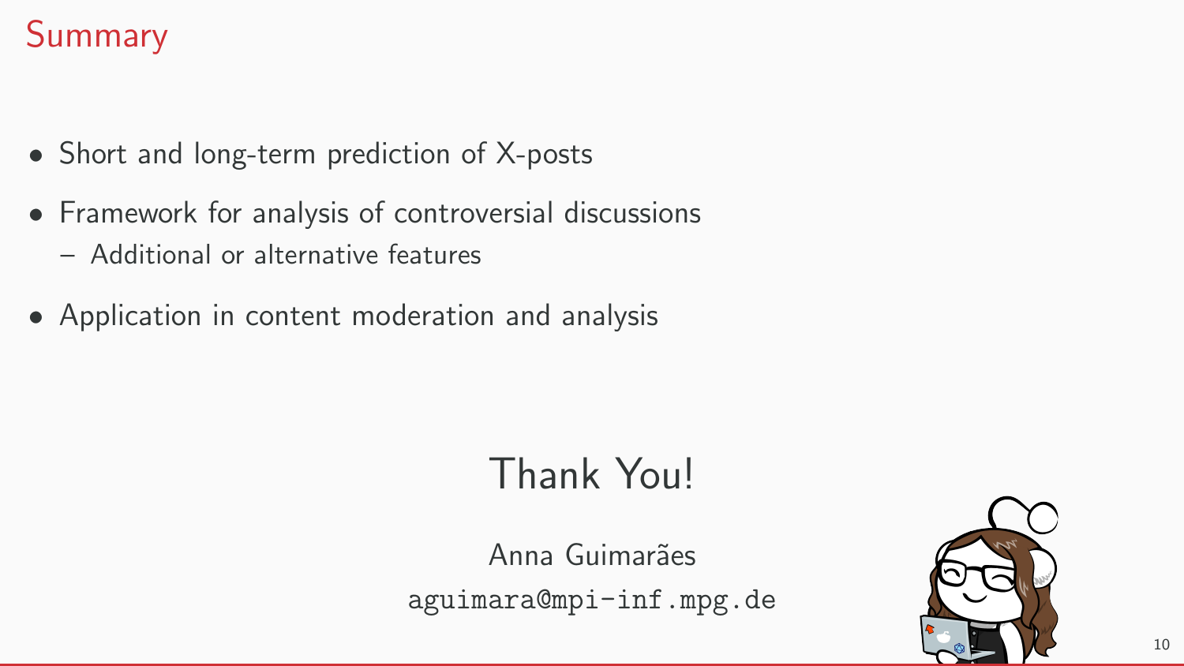# Summary

- Short and long-term prediction of X-posts
- Framework for analysis of controversial discussions
  - Additional or alternative features
- Application in content moderation and analysis

Thank You!

Anna Guimarães

aguimara@mpi-inf.mpg.de